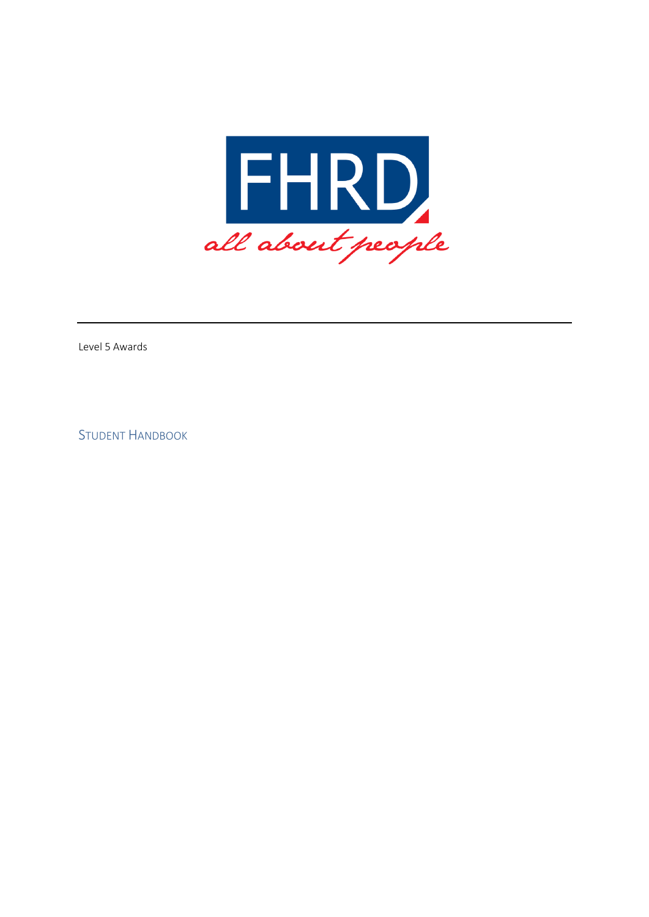FHRD

all about people

---

Level 5 Awards

# Student Handbook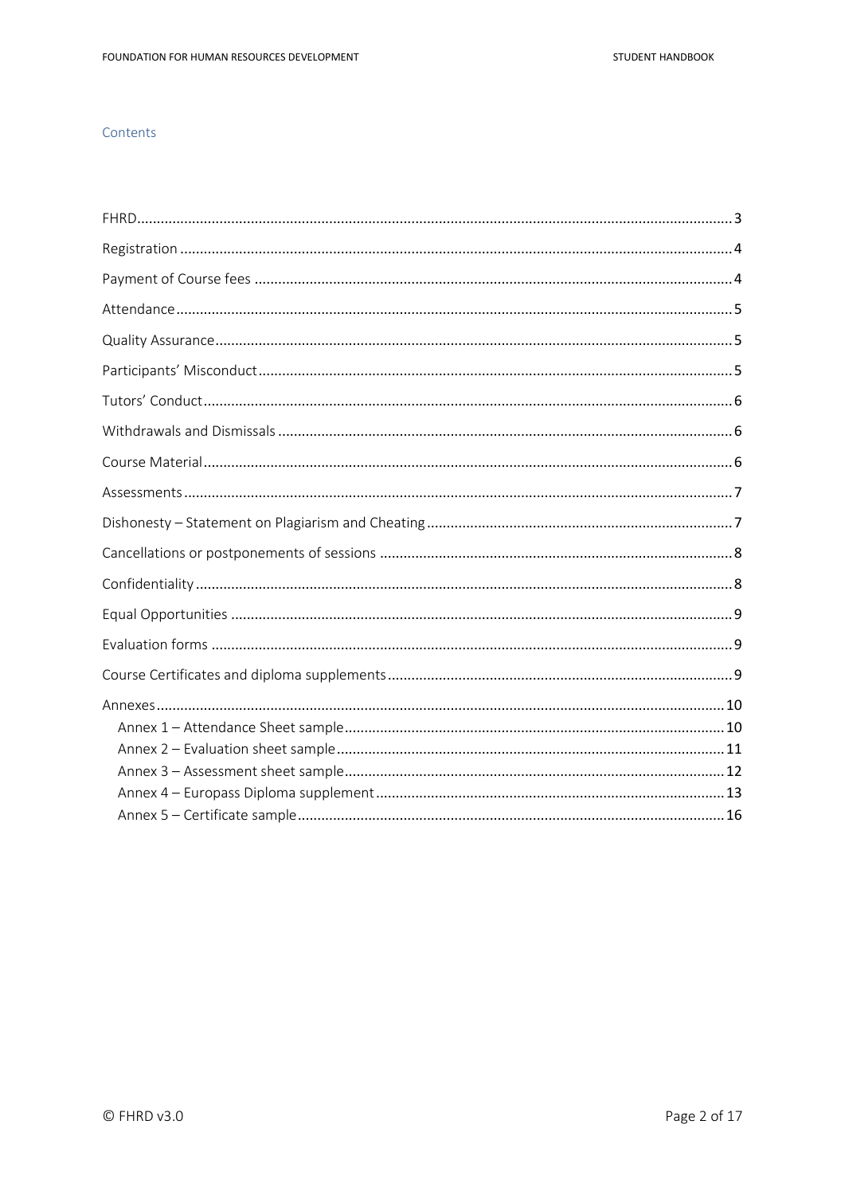## Contents

- FHRD ... 3
- Registration ... 4
- Payment of Course fees ... 4
- Attendance ... 5
- Quality Assurance ... 5
- Participants' Misconduct ... 5
- Tutors' Conduct ... 6
- Withdrawals and Dismissals ... 6
- Course Material ... 6
- Assessments ... 7
- Dishonesty – Statement on Plagiarism and Cheating ... 7
- Cancellations or postponements of sessions ... 8
- Confidentiality ... 8
- Equal Opportunities ... 9
- Evaluation forms ... 9
- Course Certificates and diploma supplements ... 9
- Annexes ... 10
  - Annex 1 – Attendance Sheet sample ... 10
  - Annex 2 – Evaluation sheet sample ... 11
  - Annex 3 – Assessment sheet sample ... 12
  - Annex 4 – Europass Diploma supplement ... 13
  - Annex 5 – Certificate sample ... 16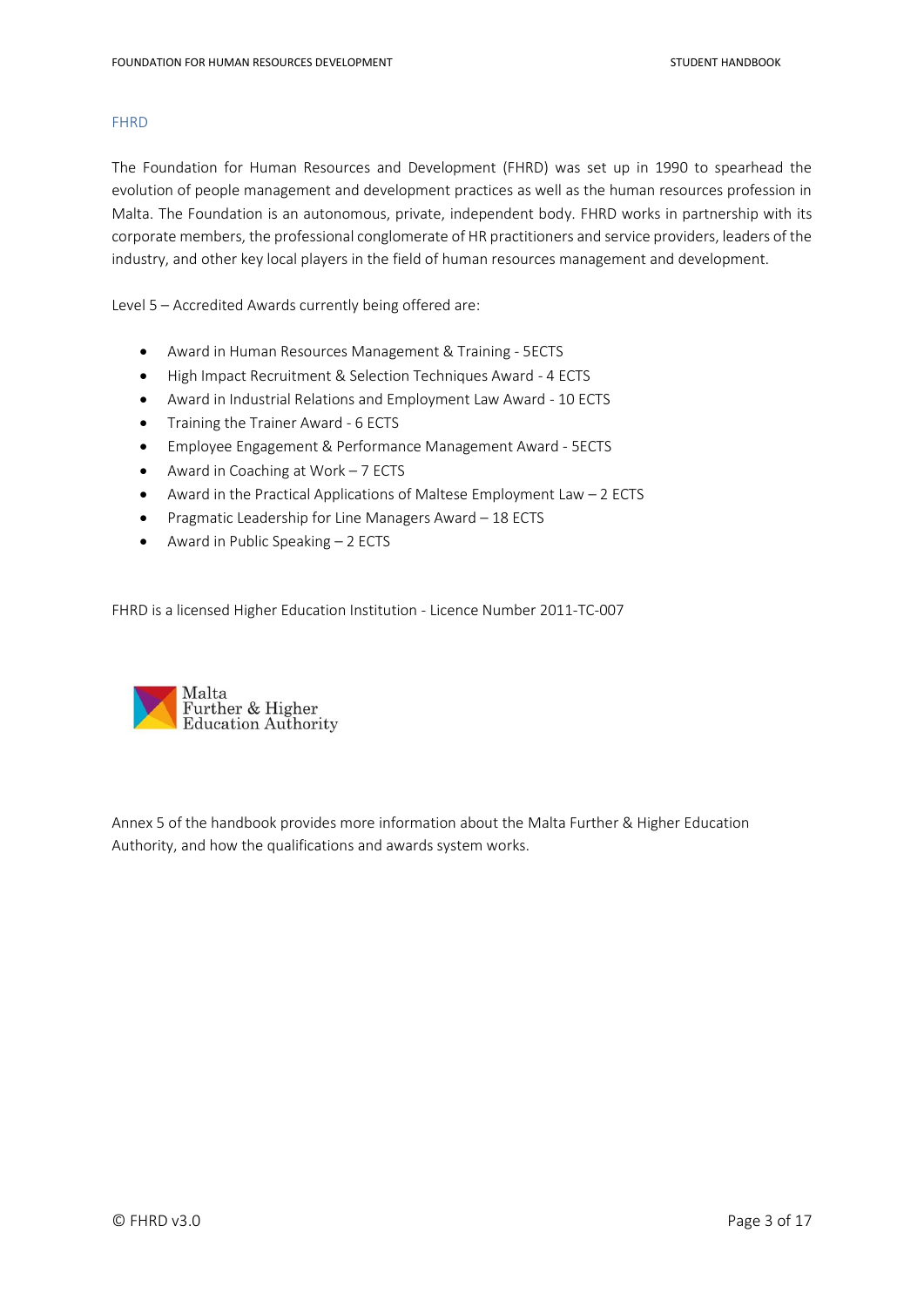## FHRD

The Foundation for Human Resources and Development (FHRD) was set up in 1990 to spearhead the evolution of people management and development practices as well as the human resources profession in Malta. The Foundation is an autonomous, private, independent body. FHRD works in partnership with its corporate members, the professional conglomerate of HR practitioners and service providers, leaders of the industry, and other key local players in the field of human resources management and development.

Level 5 – Accredited Awards currently being offered are:

- Award in Human Resources Management & Training - 5ECTS
- High Impact Recruitment & Selection Techniques Award - 4 ECTS
- Award in Industrial Relations and Employment Law Award - 10 ECTS
- Training the Trainer Award - 6 ECTS
- Employee Engagement & Performance Management Award - 5ECTS
- Award in Coaching at Work – 7 ECTS
- Award in the Practical Applications of Maltese Employment Law – 2 ECTS
- Pragmatic Leadership for Line Managers Award – 18 ECTS
- Award in Public Speaking – 2 ECTS

FHRD is a licensed Higher Education Institution - Licence Number 2011-TC-007

Malta Further & Higher Education Authority

Annex 5 of the handbook provides more information about the Malta Further & Higher Education Authority, and how the qualifications and awards system works.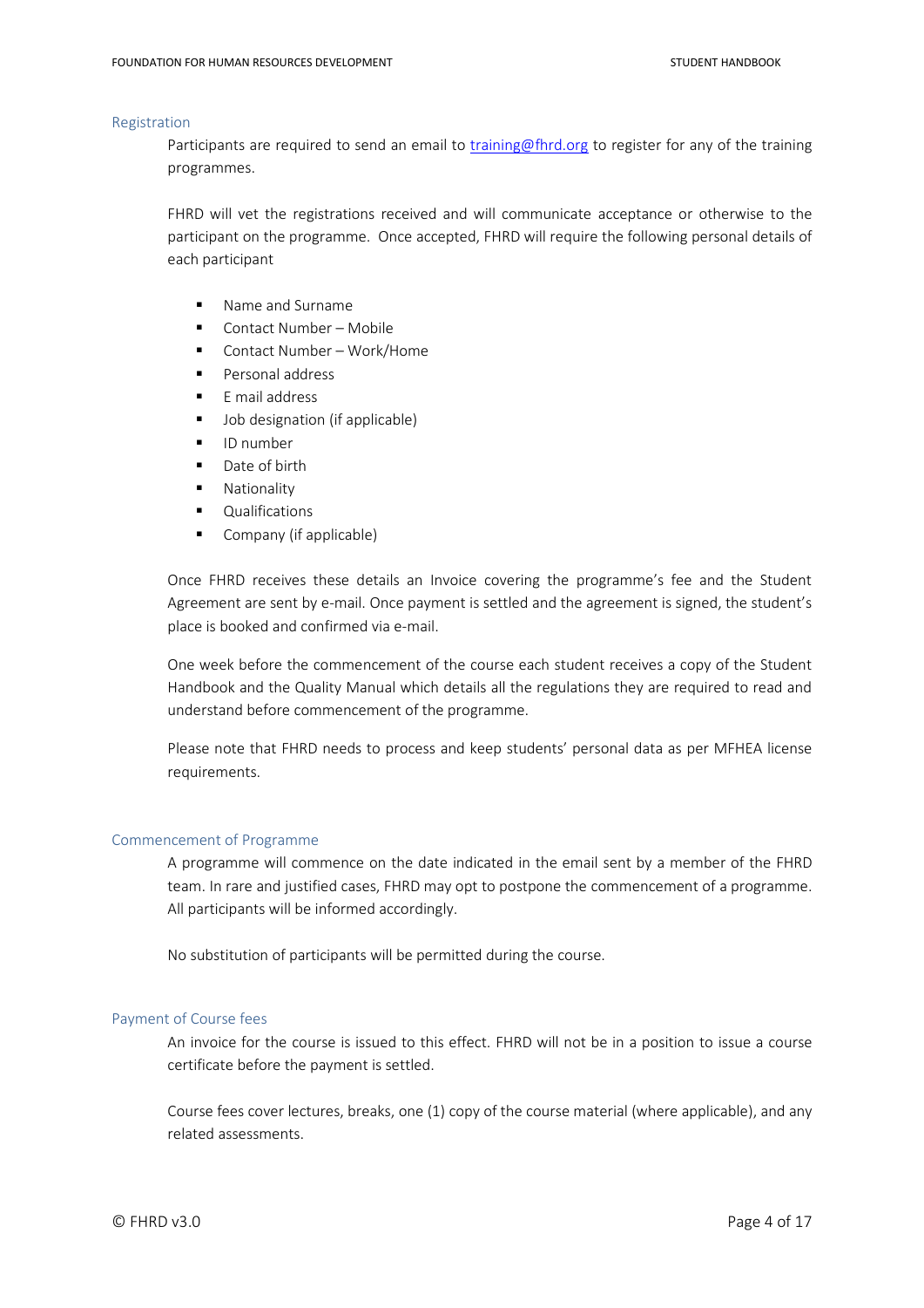## Registration

Participants are required to send an email to [training@fhrd.org](mailto:training@fhrd.org) to register for any of the training programmes.

FHRD will vet the registrations received and will communicate acceptance or otherwise to the participant on the programme. Once accepted, FHRD will require the following personal details of each participant

- Name and Surname
- Contact Number – Mobile
- Contact Number – Work/Home
- Personal address
- E mail address
- Job designation (if applicable)
- ID number
- Date of birth
- Nationality
- Qualifications
- Company (if applicable)

Once FHRD receives these details an Invoice covering the programme's fee and the Student Agreement are sent by e-mail. Once payment is settled and the agreement is signed, the student's place is booked and confirmed via e-mail.

One week before the commencement of the course each student receives a copy of the Student Handbook and the Quality Manual which details all the regulations they are required to read and understand before commencement of the programme.

Please note that FHRD needs to process and keep students' personal data as per MFHEA license requirements.

## Commencement of Programme

A programme will commence on the date indicated in the email sent by a member of the FHRD team. In rare and justified cases, FHRD may opt to postpone the commencement of a programme. All participants will be informed accordingly.

No substitution of participants will be permitted during the course.

## Payment of Course fees

An invoice for the course is issued to this effect. FHRD will not be in a position to issue a course certificate before the payment is settled.

Course fees cover lectures, breaks, one (1) copy of the course material (where applicable), and any related assessments.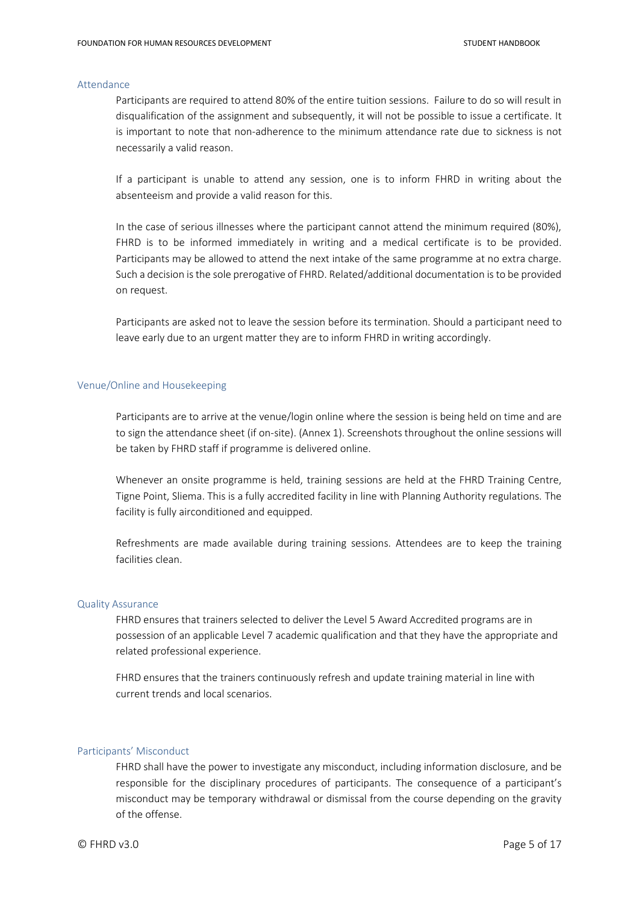## Attendance

Participants are required to attend 80% of the entire tuition sessions. Failure to do so will result in disqualification of the assignment and subsequently, it will not be possible to issue a certificate. It is important to note that non-adherence to the minimum attendance rate due to sickness is not necessarily a valid reason.

If a participant is unable to attend any session, one is to inform FHRD in writing about the absenteeism and provide a valid reason for this.

In the case of serious illnesses where the participant cannot attend the minimum required (80%), FHRD is to be informed immediately in writing and a medical certificate is to be provided. Participants may be allowed to attend the next intake of the same programme at no extra charge. Such a decision is the sole prerogative of FHRD. Related/additional documentation is to be provided on request.

Participants are asked not to leave the session before its termination. Should a participant need to leave early due to an urgent matter they are to inform FHRD in writing accordingly.

## Venue/Online and Housekeeping

Participants are to arrive at the venue/login online where the session is being held on time and are to sign the attendance sheet (if on-site). (Annex 1). Screenshots throughout the online sessions will be taken by FHRD staff if programme is delivered online.

Whenever an onsite programme is held, training sessions are held at the FHRD Training Centre, Tigne Point, Sliema. This is a fully accredited facility in line with Planning Authority regulations. The facility is fully airconditioned and equipped.

Refreshments are made available during training sessions. Attendees are to keep the training facilities clean.

## Quality Assurance

FHRD ensures that trainers selected to deliver the Level 5 Award Accredited programs are in possession of an applicable Level 7 academic qualification and that they have the appropriate and related professional experience.

FHRD ensures that the trainers continuously refresh and update training material in line with current trends and local scenarios.

## Participants' Misconduct

FHRD shall have the power to investigate any misconduct, including information disclosure, and be responsible for the disciplinary procedures of participants. The consequence of a participant's misconduct may be temporary withdrawal or dismissal from the course depending on the gravity of the offense.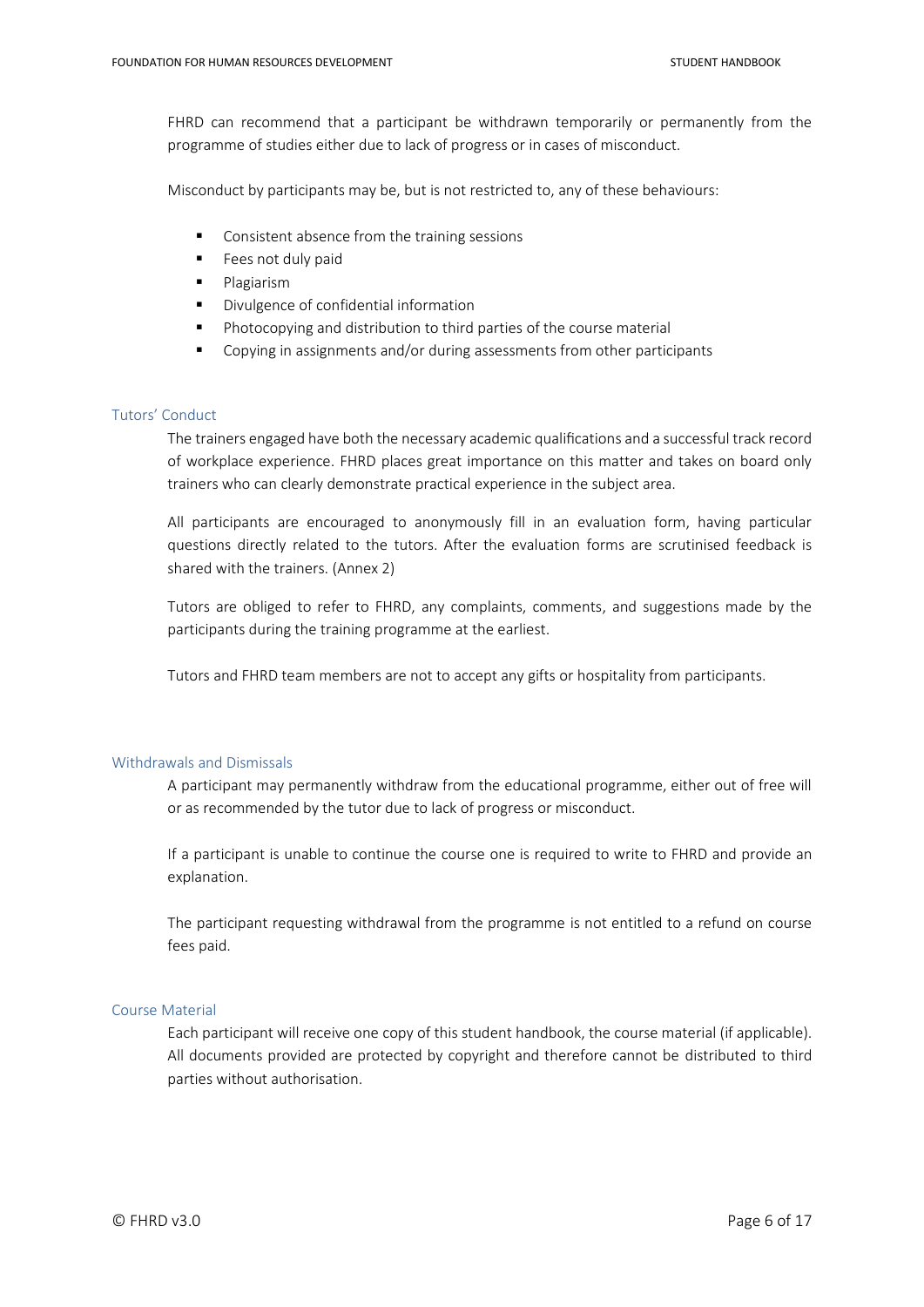FHRD can recommend that a participant be withdrawn temporarily or permanently from the programme of studies either due to lack of progress or in cases of misconduct.

Misconduct by participants may be, but is not restricted to, any of these behaviours:

- Consistent absence from the training sessions
- Fees not duly paid
- Plagiarism
- Divulgence of confidential information
- Photocopying and distribution to third parties of the course material
- Copying in assignments and/or during assessments from other participants

## Tutors' Conduct

The trainers engaged have both the necessary academic qualifications and a successful track record of workplace experience. FHRD places great importance on this matter and takes on board only trainers who can clearly demonstrate practical experience in the subject area.

All participants are encouraged to anonymously fill in an evaluation form, having particular questions directly related to the tutors. After the evaluation forms are scrutinised feedback is shared with the trainers. (Annex 2)

Tutors are obliged to refer to FHRD, any complaints, comments, and suggestions made by the participants during the training programme at the earliest.

Tutors and FHRD team members are not to accept any gifts or hospitality from participants.

## Withdrawals and Dismissals

A participant may permanently withdraw from the educational programme, either out of free will or as recommended by the tutor due to lack of progress or misconduct.

If a participant is unable to continue the course one is required to write to FHRD and provide an explanation.

The participant requesting withdrawal from the programme is not entitled to a refund on course fees paid.

## Course Material

Each participant will receive one copy of this student handbook, the course material (if applicable). All documents provided are protected by copyright and therefore cannot be distributed to third parties without authorisation.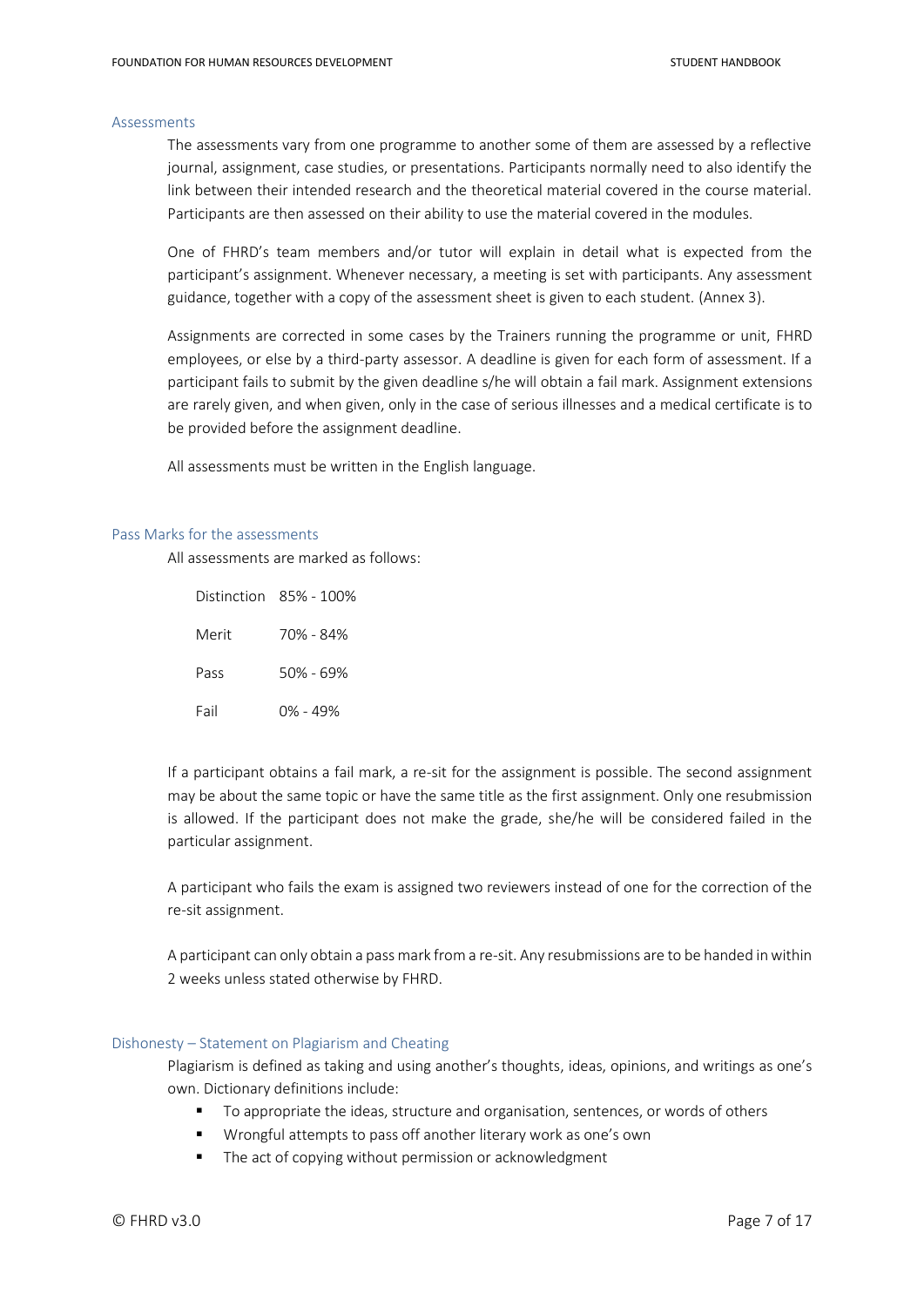## Assessments

The assessments vary from one programme to another some of them are assessed by a reflective journal, assignment, case studies, or presentations. Participants normally need to also identify the link between their intended research and the theoretical material covered in the course material. Participants are then assessed on their ability to use the material covered in the modules.

One of FHRD's team members and/or tutor will explain in detail what is expected from the participant's assignment. Whenever necessary, a meeting is set with participants. Any assessment guidance, together with a copy of the assessment sheet is given to each student. (Annex 3).

Assignments are corrected in some cases by the Trainers running the programme or unit, FHRD employees, or else by a third-party assessor. A deadline is given for each form of assessment. If a participant fails to submit by the given deadline s/he will obtain a fail mark. Assignment extensions are rarely given, and when given, only in the case of serious illnesses and a medical certificate is to be provided before the assignment deadline.

All assessments must be written in the English language.

## Pass Marks for the assessments

All assessments are marked as follows:

| | |
|---|---|
| Distinction | 85% - 100% |
| Merit | 70% - 84% |
| Pass | 50% - 69% |
| Fail | 0% - 49% |

If a participant obtains a fail mark, a re-sit for the assignment is possible. The second assignment may be about the same topic or have the same title as the first assignment. Only one resubmission is allowed. If the participant does not make the grade, she/he will be considered failed in the particular assignment.

A participant who fails the exam is assigned two reviewers instead of one for the correction of the re-sit assignment.

A participant can only obtain a pass mark from a re-sit. Any resubmissions are to be handed in within 2 weeks unless stated otherwise by FHRD.

## Dishonesty – Statement on Plagiarism and Cheating

Plagiarism is defined as taking and using another's thoughts, ideas, opinions, and writings as one's own. Dictionary definitions include:

- To appropriate the ideas, structure and organisation, sentences, or words of others
- Wrongful attempts to pass off another literary work as one's own
- The act of copying without permission or acknowledgment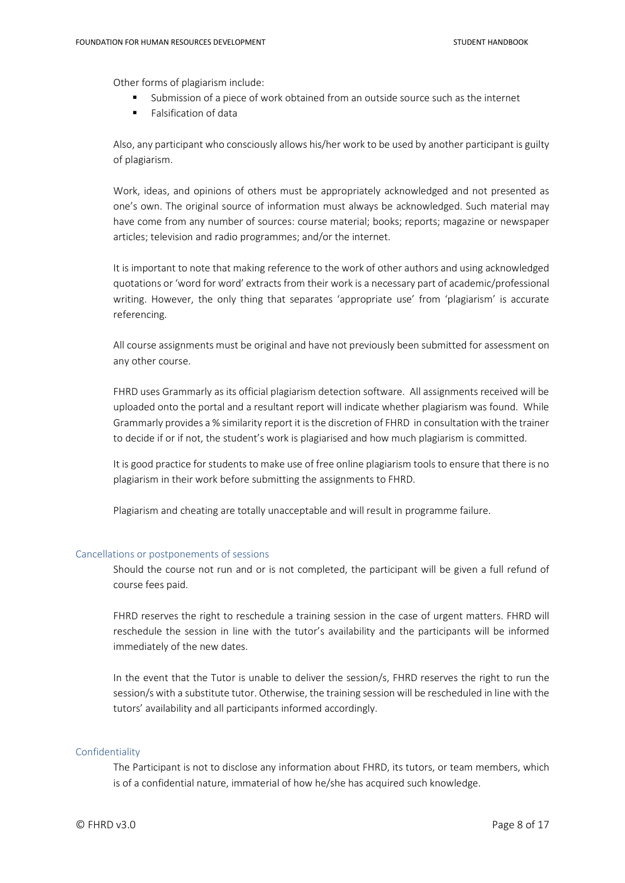Other forms of plagiarism include:

- Submission of a piece of work obtained from an outside source such as the internet
- Falsification of data

Also, any participant who consciously allows his/her work to be used by another participant is guilty of plagiarism.

Work, ideas, and opinions of others must be appropriately acknowledged and not presented as one's own. The original source of information must always be acknowledged. Such material may have come from any number of sources: course material; books; reports; magazine or newspaper articles; television and radio programmes; and/or the internet.

It is important to note that making reference to the work of other authors and using acknowledged quotations or 'word for word' extracts from their work is a necessary part of academic/professional writing. However, the only thing that separates 'appropriate use' from 'plagiarism' is accurate referencing.

All course assignments must be original and have not previously been submitted for assessment on any other course.

FHRD uses Grammarly as its official plagiarism detection software. All assignments received will be uploaded onto the portal and a resultant report will indicate whether plagiarism was found. While Grammarly provides a % similarity report it is the discretion of FHRD in consultation with the trainer to decide if or if not, the student's work is plagiarised and how much plagiarism is committed.

It is good practice for students to make use of free online plagiarism tools to ensure that there is no plagiarism in their work before submitting the assignments to FHRD.

Plagiarism and cheating are totally unacceptable and will result in programme failure.

## Cancellations or postponements of sessions

Should the course not run and or is not completed, the participant will be given a full refund of course fees paid.

FHRD reserves the right to reschedule a training session in the case of urgent matters. FHRD will reschedule the session in line with the tutor's availability and the participants will be informed immediately of the new dates.

In the event that the Tutor is unable to deliver the session/s, FHRD reserves the right to run the session/s with a substitute tutor. Otherwise, the training session will be rescheduled in line with the tutors' availability and all participants informed accordingly.

## Confidentiality

The Participant is not to disclose any information about FHRD, its tutors, or team members, which is of a confidential nature, immaterial of how he/she has acquired such knowledge.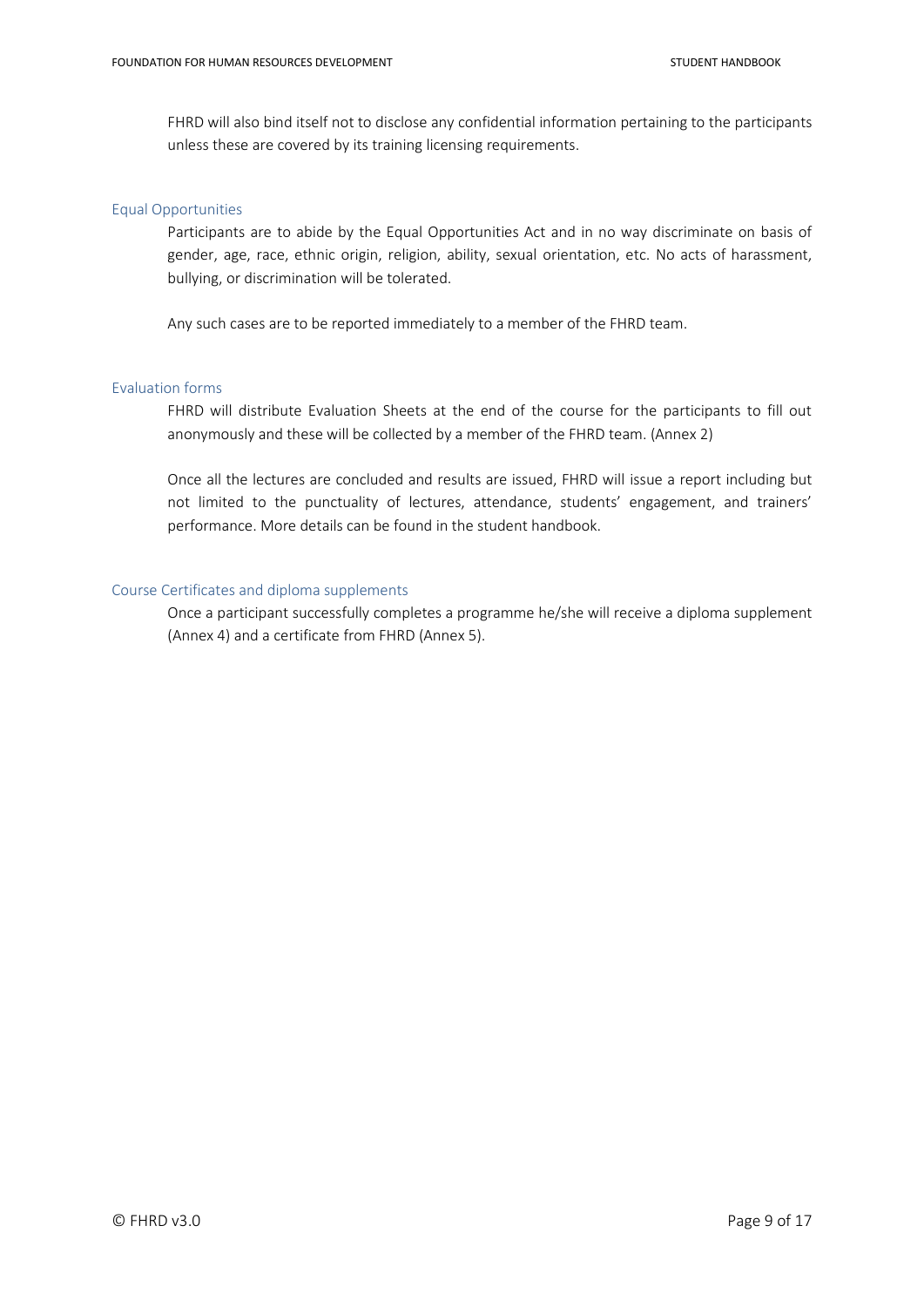FHRD will also bind itself not to disclose any confidential information pertaining to the participants unless these are covered by its training licensing requirements.

### Equal Opportunities

Participants are to abide by the Equal Opportunities Act and in no way discriminate on basis of gender, age, race, ethnic origin, religion, ability, sexual orientation, etc. No acts of harassment, bullying, or discrimination will be tolerated.

Any such cases are to be reported immediately to a member of the FHRD team.

### Evaluation forms

FHRD will distribute Evaluation Sheets at the end of the course for the participants to fill out anonymously and these will be collected by a member of the FHRD team. (Annex 2)

Once all the lectures are concluded and results are issued, FHRD will issue a report including but not limited to the punctuality of lectures, attendance, students' engagement, and trainers' performance. More details can be found in the student handbook.

### Course Certificates and diploma supplements

Once a participant successfully completes a programme he/she will receive a diploma supplement (Annex 4) and a certificate from FHRD (Annex 5).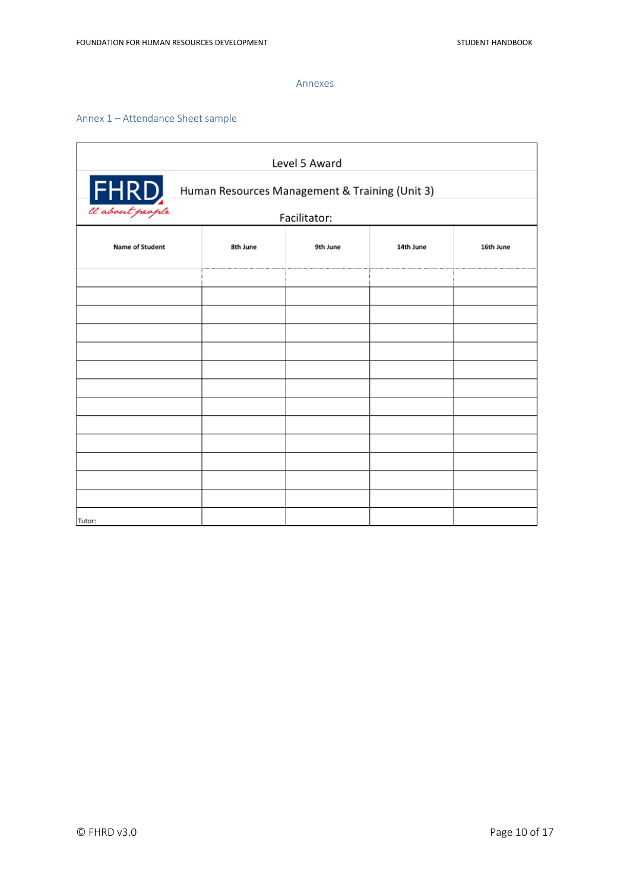# Annexes

## Annex 1 – Attendance Sheet sample

Level 5 Award

FHRD
ll about people

Human Resources Management & Training (Unit 3)

Facilitator:

| Name of Student | 8th June | 9th June | 14th June | 16th June |
|---|---|---|---|---|
| | | | | |
| | | | | |
| | | | | |
| | | | | |
| | | | | |
| | | | | |
| | | | | |
| | | | | |
| | | | | |
| | | | | |
| | | | | |
| | | | | |
| | | | | |
| Tutor: | | | | |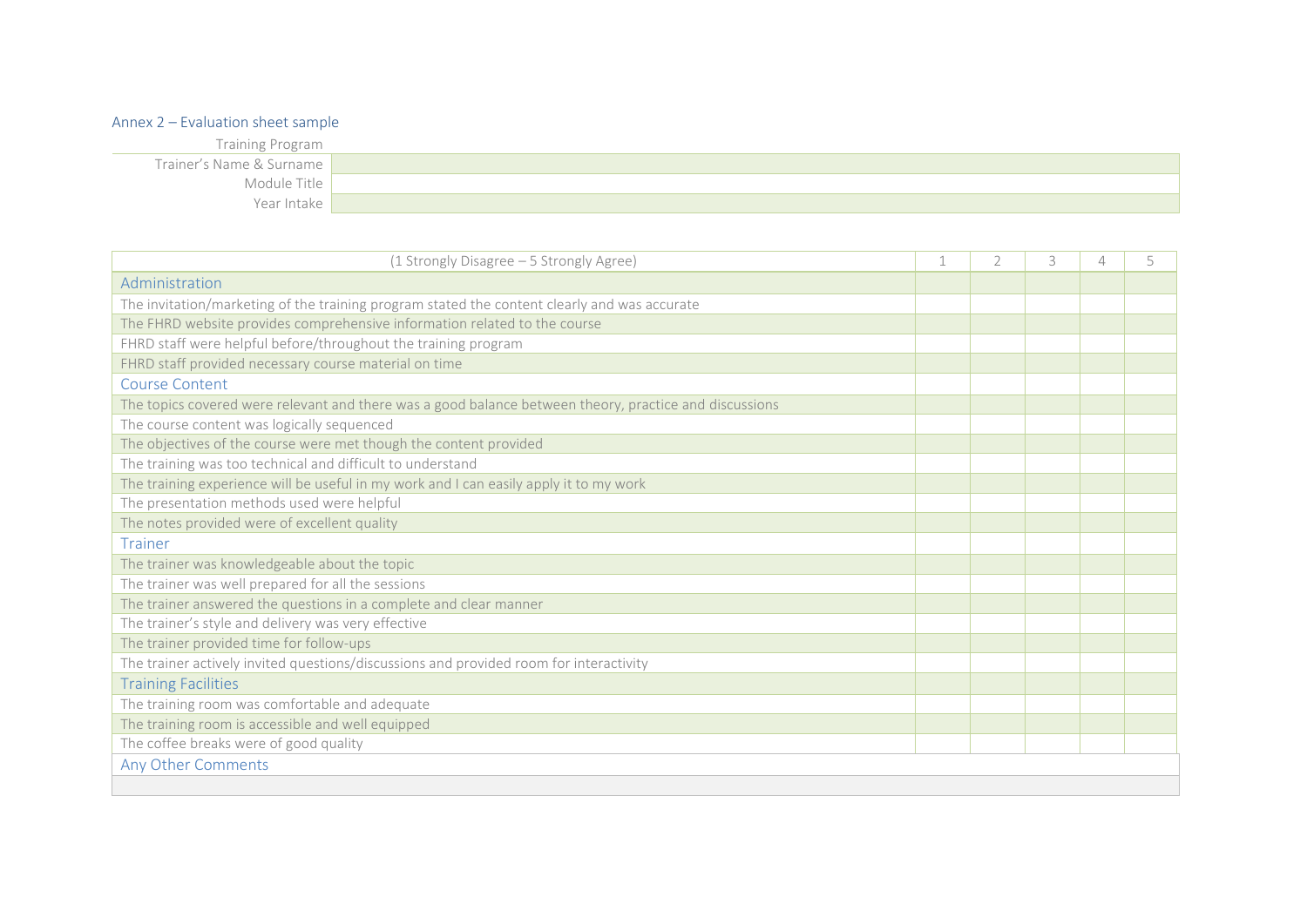## Annex 2 – Evaluation sheet sample

| Training Program | |
|---|---|
| Trainer's Name & Surname | |
| Module Title | |
| Year Intake | |

| (1 Strongly Disagree – 5 Strongly Agree) | 1 | 2 | 3 | 4 | 5 |
|---|---|---|---|---|---|
| **Administration** | | | | | |
| The invitation/marketing of the training program stated the content clearly and was accurate | | | | | |
| The FHRD website provides comprehensive information related to the course | | | | | |
| FHRD staff were helpful before/throughout the training program | | | | | |
| FHRD staff provided necessary course material on time | | | | | |
| **Course Content** | | | | | |
| The topics covered were relevant and there was a good balance between theory, practice and discussions | | | | | |
| The course content was logically sequenced | | | | | |
| The objectives of the course were met though the content provided | | | | | |
| The training was too technical and difficult to understand | | | | | |
| The training experience will be useful in my work and I can easily apply it to my work | | | | | |
| The presentation methods used were helpful | | | | | |
| The notes provided were of excellent quality | | | | | |
| **Trainer** | | | | | |
| The trainer was knowledgeable about the topic | | | | | |
| The trainer was well prepared for all the sessions | | | | | |
| The trainer answered the questions in a complete and clear manner | | | | | |
| The trainer's style and delivery was very effective | | | | | |
| The trainer provided time for follow-ups | | | | | |
| The trainer actively invited questions/discussions and provided room for interactivity | | | | | |
| **Training Facilities** | | | | | |
| The training room was comfortable and adequate | | | | | |
| The training room is accessible and well equipped | | | | | |
| The coffee breaks were of good quality | | | | | |
| **Any Other Comments** | | | | | |
| | | | | | |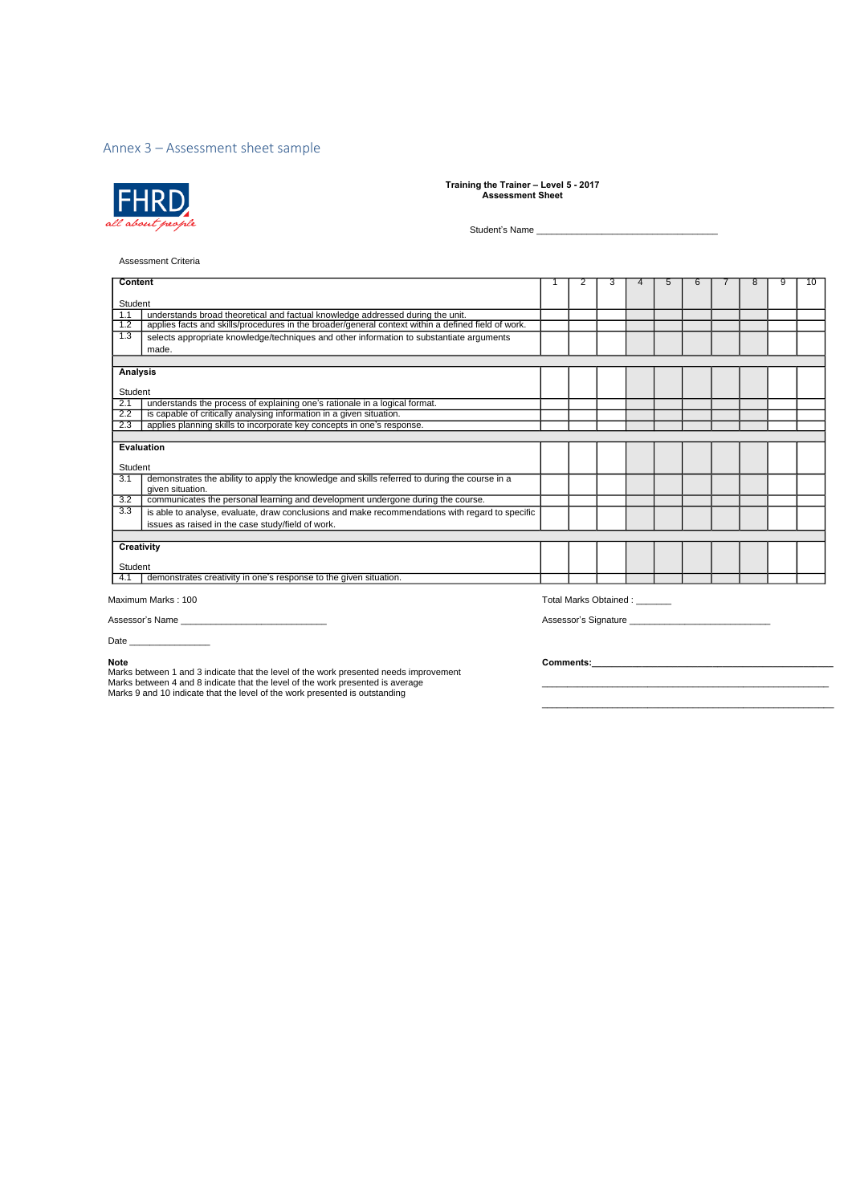## Annex 3 – Assessment sheet sample

FHRD
*all about people*

**Training the Trainer – Level 5 - 2017**
**Assessment Sheet**

Student's Name ___________________________________

Assessment Criteria

| **Content** | | 1 | 2 | 3 | 4 | 5 | 6 | 7 | 8 | 9 | 10 |
|---|---|---|---|---|---|---|---|---|---|---|---|
| Student | | | | | | | | | | | |
| 1.1 | understands broad theoretical and factual knowledge addressed during the unit. | | | | | | | | | | |
| 1.2 | applies facts and skills/procedures in the broader/general context within a defined field of work. | | | | | | | | | | |
| 1.3 | selects appropriate knowledge/techniques and other information to substantiate arguments made. | | | | | | | | | | |
| **Analysis** | | | | | | | | | | | |
| Student | | | | | | | | | | | |
| 2.1 | understands the process of explaining one's rationale in a logical format. | | | | | | | | | | |
| 2.2 | is capable of critically analysing information in a given situation. | | | | | | | | | | |
| 2.3 | applies planning skills to incorporate key concepts in one's response. | | | | | | | | | | |
| **Evaluation** | | | | | | | | | | | |
| Student | | | | | | | | | | | |
| 3.1 | demonstrates the ability to apply the knowledge and skills referred to during the course in a given situation. | | | | | | | | | | |
| 3.2 | communicates the personal learning and development undergone during the course. | | | | | | | | | | |
| 3.3 | is able to analyse, evaluate, draw conclusions and make recommendations with regard to specific issues as raised in the case study/field of work. | | | | | | | | | | |
| **Creativity** | | | | | | | | | | | |
| Student | | | | | | | | | | | |
| 4.1 | demonstrates creativity in one's response to the given situation. | | | | | | | | | | |

Maximum Marks : 100

Total Marks Obtained : _______

Assessor's Name ____________________________

Assessor's Signature ___________________________

Date ________________

**Note**
Marks between 1 and 3 indicate that the level of the work presented needs improvement
Marks between 4 and 8 indicate that the level of the work presented is average
Marks 9 and 10 indicate that the level of the work presented is outstanding

**Comments:**_______________________________________________
_______________________________________________________
_______________________________________________________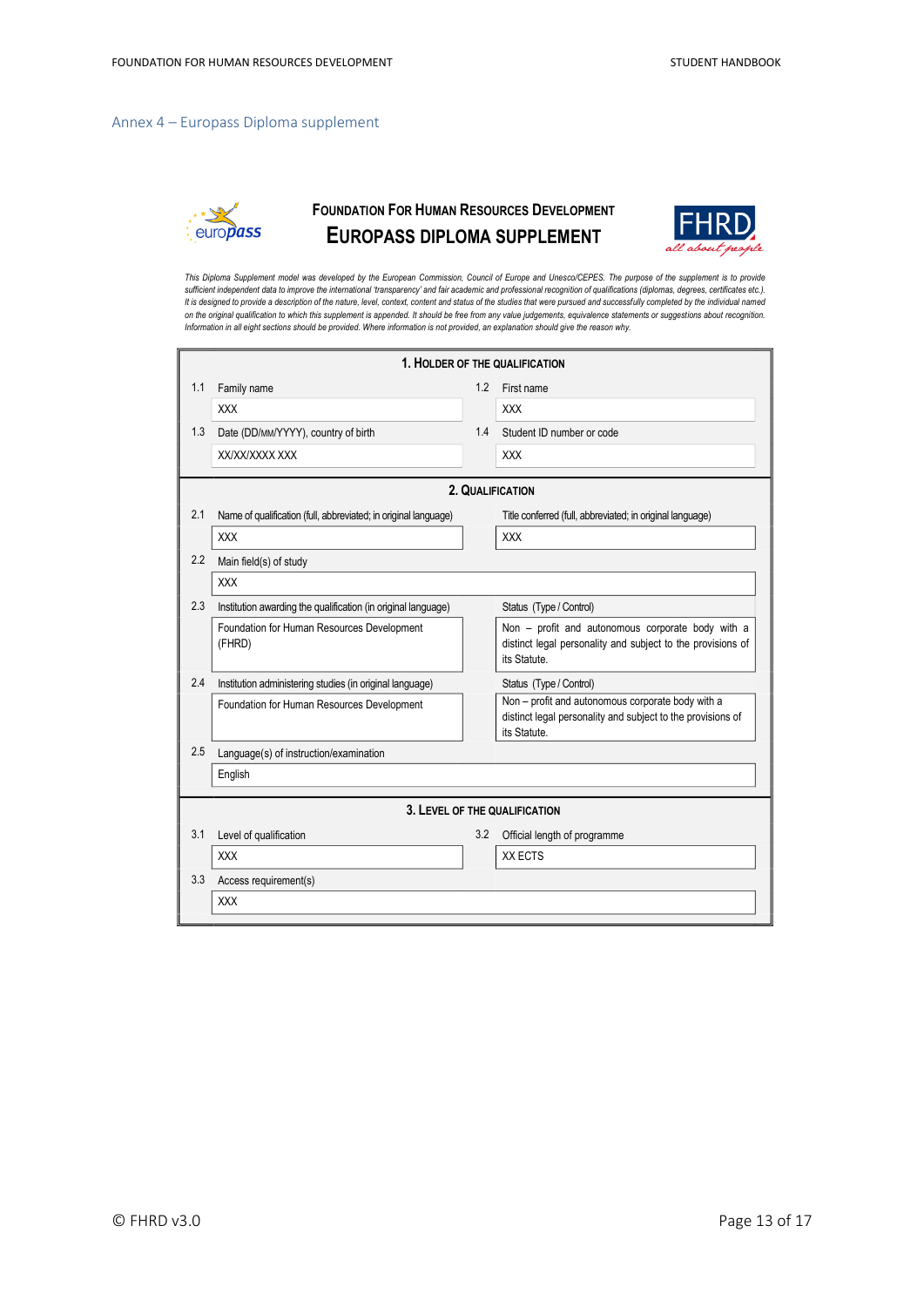## Annex 4 – Europass Diploma supplement

**FOUNDATION FOR HUMAN RESOURCES DEVELOPMENT**

# EUROPASS DIPLOMA SUPPLEMENT

*This Diploma Supplement model was developed by the European Commission, Council of Europe and Unesco/CEPES. The purpose of the supplement is to provide sufficient independent data to improve the international 'transparency' and fair academic and professional recognition of qualifications (diplomas, degrees, certificates etc.). It is designed to provide a description of the nature, level, context, content and status of the studies that were pursued and successfully completed by the individual named on the original qualification to which this supplement is appended. It should be free from any value judgements, equivalence statements or suggestions about recognition. Information in all eight sections should be provided. Where information is not provided, an explanation should give the reason why.*

### 1. HOLDER OF THE QUALIFICATION

| | | | |
|---|---|---|---|
| 1.1 | Family name | 1.2 | First name |
| | XXX | | XXX |
| 1.3 | Date (DD/MM/YYYY), country of birth | 1.4 | Student ID number or code |
| | XX/XX/XXXX XXX | | XXX |

### 2. QUALIFICATION

| | | |
|---|---|---|
| 2.1 | Name of qualification (full, abbreviated; in original language) | Title conferred (full, abbreviated; in original language) |
| | XXX | XXX |
| 2.2 | Main field(s) of study | |
| | XXX | |
| 2.3 | Institution awarding the qualification (in original language) | Status (Type / Control) |
| | Foundation for Human Resources Development (FHRD) | Non – profit and autonomous corporate body with a distinct legal personality and subject to the provisions of its Statute. |
| 2.4 | Institution administering studies (in original language) | Status (Type / Control) |
| | Foundation for Human Resources Development | Non – profit and autonomous corporate body with a distinct legal personality and subject to the provisions of its Statute. |
| 2.5 | Language(s) of instruction/examination | |
| | English | |

### 3. LEVEL OF THE QUALIFICATION

| | | | |
|---|---|---|---|
| 3.1 | Level of qualification | 3.2 | Official length of programme |
| | XXX | | XX ECTS |
| 3.3 | Access requirement(s) | | |
| | XXX | | |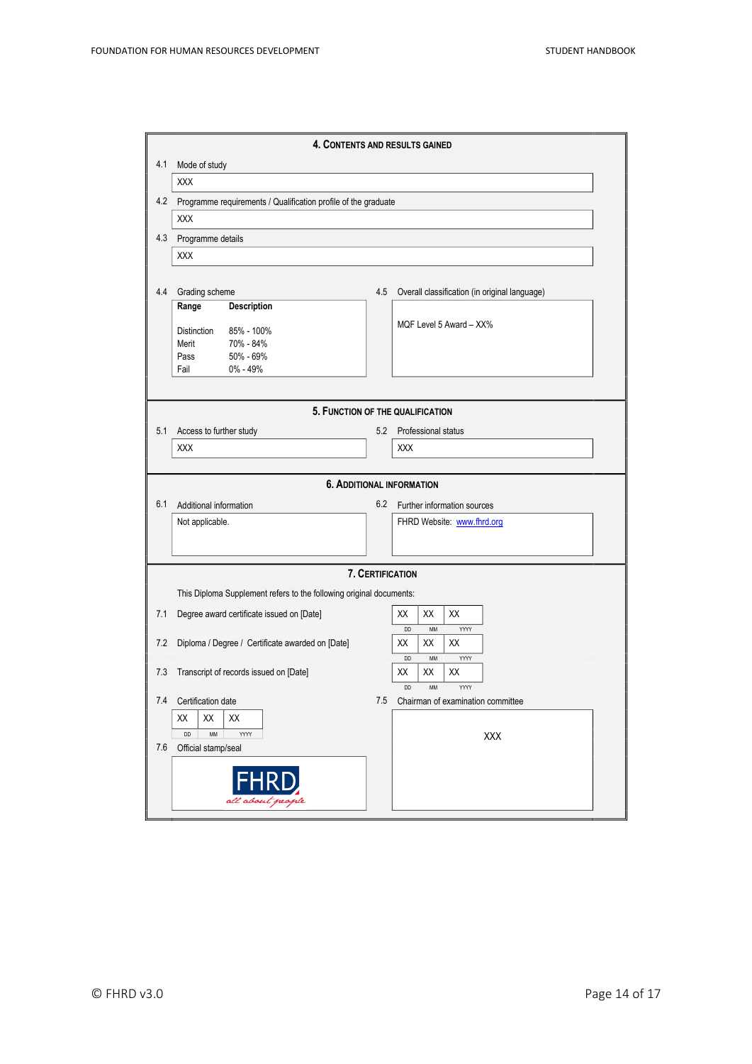## 4. Contents and Results Gained

4.1 Mode of study

XXX

4.2 Programme requirements / Qualification profile of the graduate

XXX

4.3 Programme details

XXX

4.4 Grading scheme

| Range | Description |
|---|---|
| Distinction | 85% - 100% |
| Merit | 70% - 84% |
| Pass | 50% - 69% |
| Fail | 0% - 49% |

4.5 Overall classification (in original language)

MQF Level 5 Award – XX%

## 5. Function of the Qualification

5.1 Access to further study

XXX

5.2 Professional status

XXX

## 6. Additional Information

6.1 Additional information

Not applicable.

6.2 Further information sources

FHRD Website: www.fhrd.org

## 7. Certification

This Diploma Supplement refers to the following original documents:

7.1 Degree award certificate issued on [Date]

| XX | XX | XX |
|---|---|---|
| DD | MM | YYYY |

7.2 Diploma / Degree / Certificate awarded on [Date]

| XX | XX | XX |
|---|---|---|
| DD | MM | YYYY |

7.3 Transcript of records issued on [Date]

| XX | XX | XX |
|---|---|---|
| DD | MM | YYYY |

7.4 Certification date

| XX | XX | XX |
|---|---|---|
| DD | MM | YYYY |

7.5 Chairman of examination committee

XXX

7.6 Official stamp/seal

FHRD
*all about people*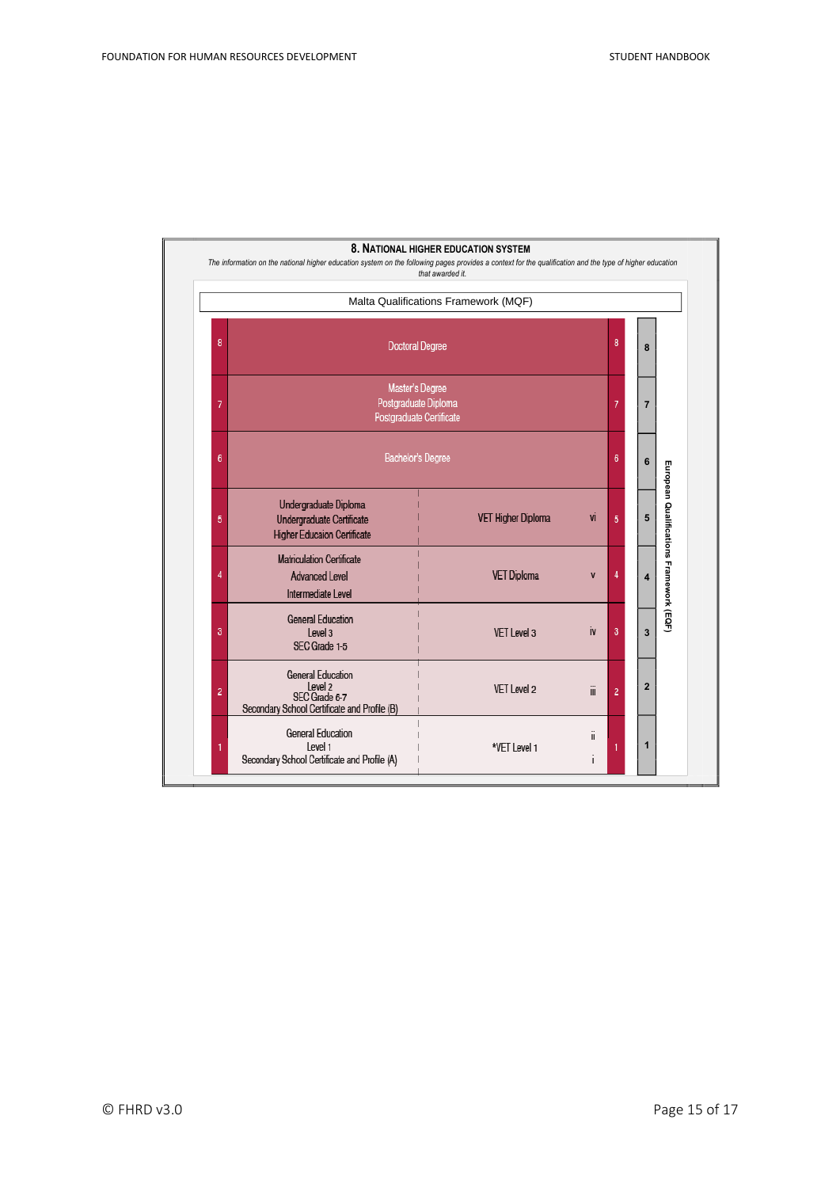## 8. National Higher Education System

*The information on the national higher education system on the following pages provides a context for the qualification and the type of higher education that awarded it.*

**Malta Qualifications Framework (MQF)**

| MQF Level | General Education / Higher Education | VET | | MQF Level | European Qualifications Framework (EQF) |
|---|---|---|---|---|---|
| 8 | Doctoral Degree | | | 8 | 8 |
| 7 | Master's Degree<br>Postgraduate Diploma<br>Postgraduate Certificate | | | 7 | 7 |
| 6 | Bachelor's Degree | | | 6 | 6 |
| 5 | Undergraduate Diploma<br>Undergraduate Certificate<br>Higher Educaion Certificate | VET Higher Diploma | vi | 5 | 5 |
| 4 | Matriculation Certificate<br>Advanced Level<br>Intermediate Level | VET Diploma | v | 4 | 4 |
| 3 | General Education<br>Level 3<br>SEC Grade 1-5 | VET Level 3 | iv | 3 | 3 |
| 2 | General Education<br>Level 2<br>SEC Grade 6-7<br>Secondary School Certificate and Profile (B) | VET Level 2 | iii | 2 | 2 |
| 1 | General Education<br>Level 1<br>Secondary School Certificate and Profile (A) | *VET Level 1 | ii<br>i | 1 | 1 |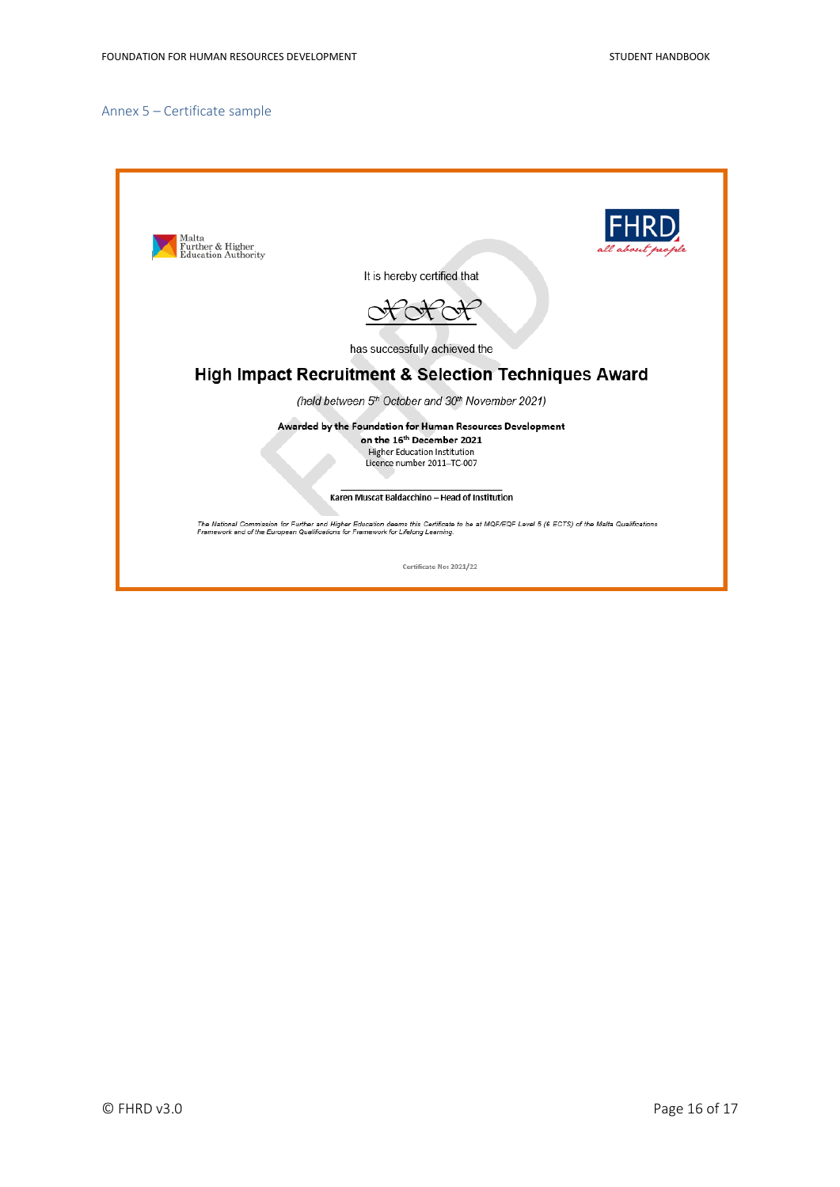## Annex 5 – Certificate sample

Malta Further & Higher Education Authority

FHRD
all about people

It is hereby certified that

*XXX*

has successfully achieved the

**High Impact Recruitment & Selection Techniques Award**

*(held between 5th October and 30th November 2021)*

**Awarded by the Foundation for Human Resources Development**
**on the 16th December 2021**
Higher Education Institution
Licence number 2011–TC-007

**Karen Muscat Baldacchino – Head of Institution**

*The National Commission for Further and Higher Education deems this Certificate to be at MQF/EQF Level 5 (6 ECTS) of the Malta Qualifications Framework and of the European Qualifications for Framework for Lifelong Learning.*

Certificate No: 2021/22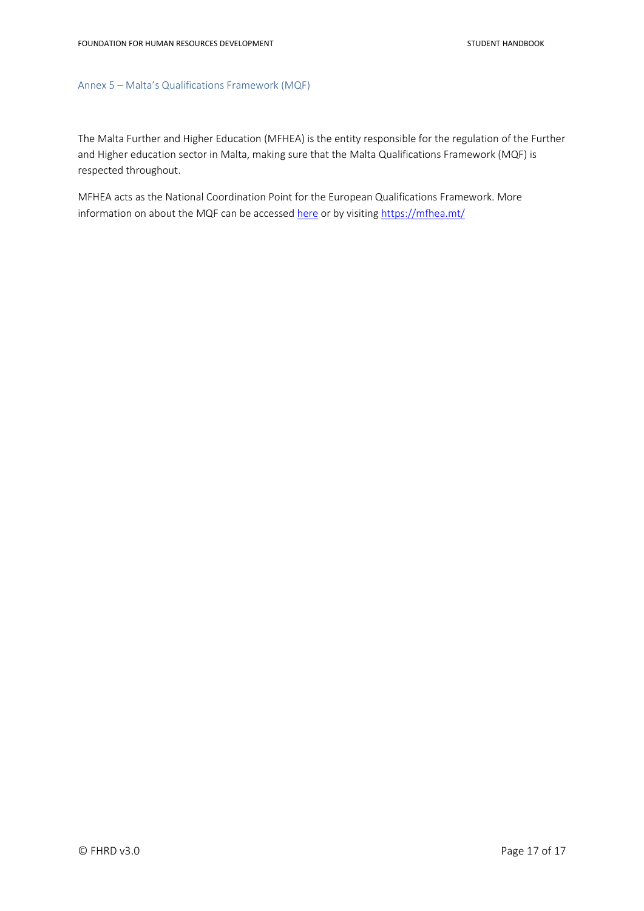## Annex 5 – Malta's Qualifications Framework (MQF)

The Malta Further and Higher Education (MFHEA) is the entity responsible for the regulation of the Further and Higher education sector in Malta, making sure that the Malta Qualifications Framework (MQF) is respected throughout.

MFHEA acts as the National Coordination Point for the European Qualifications Framework. More information on about the MQF can be accessed here or by visiting https://mfhea.mt/